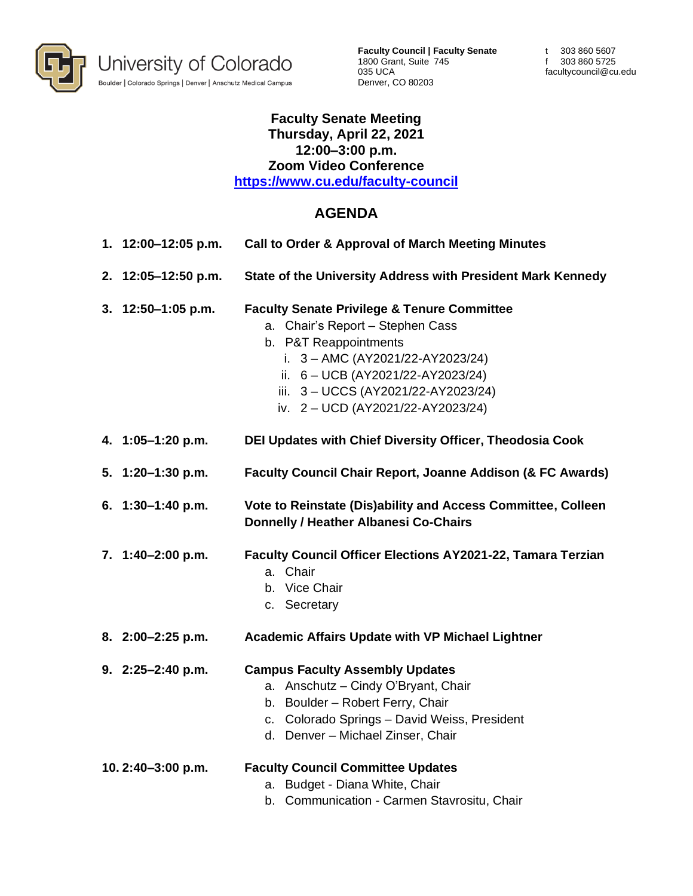University of Colorado
Boulder | Colorado Springs | Denver | Anschutz Medical Campus

**Faculty Council | Faculty Senate**
1800 Grant, Suite 745
035 UCA
Denver, CO 80203

t 303 860 5607
f 303 860 5725
facultycouncil@cu.edu

# Faculty Senate Meeting
**Thursday, April 22, 2021**
**12:00–3:00 p.m.**
**Zoom Video Conference**
**https://www.cu.edu/faculty-council**

## AGENDA

1. **12:00–12:05 p.m.** **Call to Order & Approval of March Meeting Minutes**

2. **12:05–12:50 p.m.** **State of the University Address with President Mark Kennedy**

3. **12:50–1:05 p.m.** **Faculty Senate Privilege & Tenure Committee**
   a. Chair's Report – Stephen Cass
   b. P&T Reappointments
      i. 3 – AMC (AY2021/22-AY2023/24)
      ii. 6 – UCB (AY2021/22-AY2023/24)
      iii. 3 – UCCS (AY2021/22-AY2023/24)
      iv. 2 – UCD (AY2021/22-AY2023/24)

4. **1:05–1:20 p.m.** **DEI Updates with Chief Diversity Officer, Theodosia Cook**

5. **1:20–1:30 p.m.** **Faculty Council Chair Report, Joanne Addison (& FC Awards)**

6. **1:30–1:40 p.m.** **Vote to Reinstate (Dis)ability and Access Committee, Colleen Donnelly / Heather Albanesi Co-Chairs**

7. **1:40–2:00 p.m.** **Faculty Council Officer Elections AY2021-22, Tamara Terzian**
   a. Chair
   b. Vice Chair
   c. Secretary

8. **2:00–2:25 p.m.** **Academic Affairs Update with VP Michael Lightner**

9. **2:25–2:40 p.m.** **Campus Faculty Assembly Updates**
   a. Anschutz – Cindy O'Bryant, Chair
   b. Boulder – Robert Ferry, Chair
   c. Colorado Springs – David Weiss, President
   d. Denver – Michael Zinser, Chair

10. **2:40–3:00 p.m.** **Faculty Council Committee Updates**
    a. Budget - Diana White, Chair
    b. Communication - Carmen Stavrositu, Chair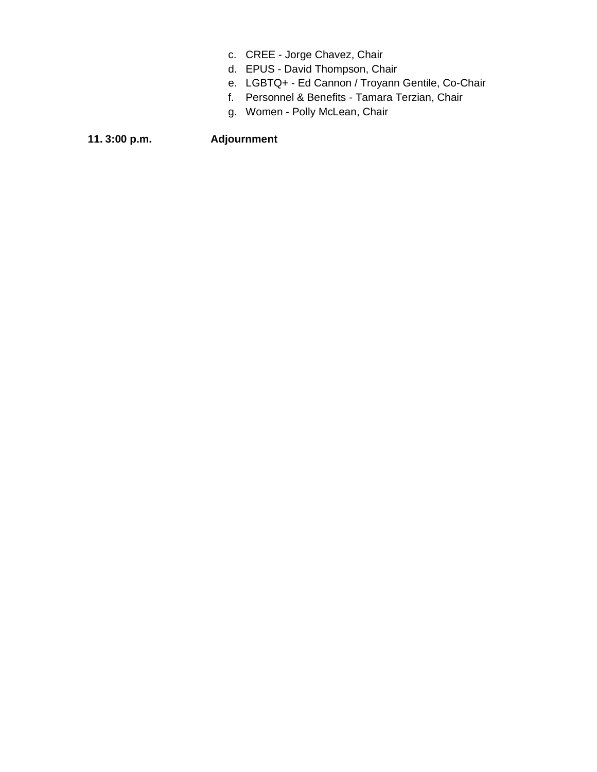c. CREE - Jorge Chavez, Chair
d. EPUS - David Thompson, Chair
e. LGBTQ+ - Ed Cannon / Troyann Gentile, Co-Chair
f. Personnel & Benefits - Tamara Terzian, Chair
g. Women - Polly McLean, Chair

**11. 3:00 p.m.** **Adjournment**